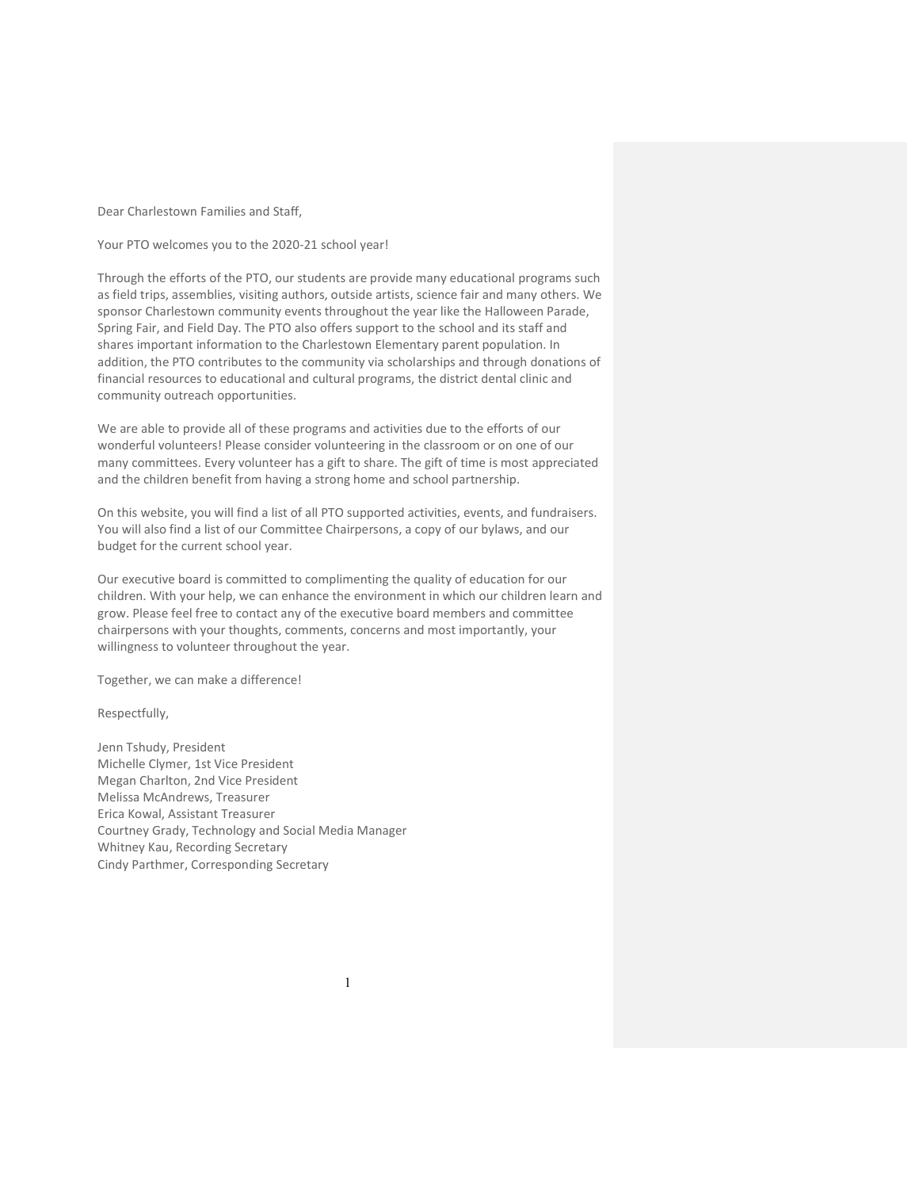Dear Charlestown Families and Staff,

Your PTO welcomes you to the 2020-21 school year!

Through the efforts of the PTO, our students are provide many educational programs such as field trips, assemblies, visiting authors, outside artists, science fair and many others. We sponsor Charlestown community events throughout the year like the Halloween Parade, Spring Fair, and Field Day. The PTO also offers support to the school and its staff and shares important information to the Charlestown Elementary parent population. In addition, the PTO contributes to the community via scholarships and through donations of financial resources to educational and cultural programs, the district dental clinic and community outreach opportunities.

We are able to provide all of these programs and activities due to the efforts of our wonderful volunteers! Please consider volunteering in the classroom or on one of our many committees. Every volunteer has a gift to share. The gift of time is most appreciated and the children benefit from having a strong home and school partnership.

On this website, you will find a list of all PTO supported activities, events, and fundraisers. You will also find a list of our Committee Chairpersons, a copy of our bylaws, and our budget for the current school year.

Our executive board is committed to complimenting the quality of education for our children. With your help, we can enhance the environment in which our children learn and grow. Please feel free to contact any of the executive board members and committee chairpersons with your thoughts, comments, concerns and most importantly, your willingness to volunteer throughout the year.

Together, we can make a difference!

Respectfully,

Jenn Tshudy, President
Michelle Clymer, 1st Vice President
Megan Charlton, 2nd Vice President
Melissa McAndrews, Treasurer
Erica Kowal, Assistant Treasurer
Courtney Grady, Technology and Social Media Manager
Whitney Kau, Recording Secretary
Cindy Parthmer, Corresponding Secretary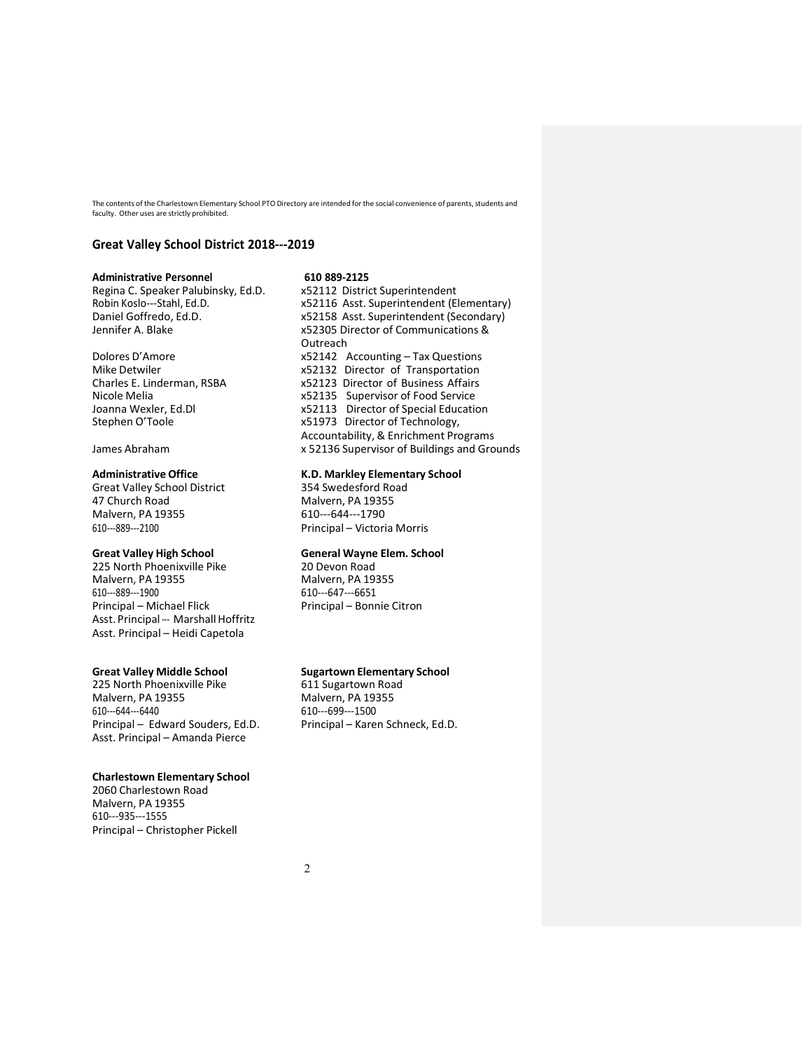The contents of the Charlestown Elementary School PTO Directory are intended for the social convenience of parents, students and faculty. Other uses are strictly prohibited.

## Great Valley School District 2018---2019

**Administrative Personnel** — **610 889-2125**

| Name | Extension / Title |
|---|---|
| Regina C. Speaker Palubinsky, Ed.D. | x52112 District Superintendent |
| Robin Koslo---Stahl, Ed.D. | x52116 Asst. Superintendent (Elementary) |
| Daniel Goffredo, Ed.D. | x52158 Asst. Superintendent (Secondary) |
| Jennifer A. Blake | x52305 Director of Communications & Outreach |
| Dolores D'Amore | x52142 Accounting – Tax Questions |
| Mike Detwiler | x52132 Director of Transportation |
| Charles E. Linderman, RSBA | x52123 Director of Business Affairs |
| Nicole Melia | x52135 Supervisor of Food Service |
| Joanna Wexler, Ed.Dl | x52113 Director of Special Education |
| Stephen O'Toole | x51973 Director of Technology, Accountability, & Enrichment Programs |
| James Abraham | x 52136 Supervisor of Buildings and Grounds |

**Administrative Office**
Great Valley School District
47 Church Road
Malvern, PA 19355
610---889---2100

**Great Valley High School**
225 North Phoenixville Pike
Malvern, PA 19355
610---889---1900
Principal – Michael Flick
Asst. Principal --- Marshall Hoffritz
Asst. Principal – Heidi Capetola

**Great Valley Middle School**
225 North Phoenixville Pike
Malvern, PA 19355
610---644---6440
Principal – Edward Souders, Ed.D.
Asst. Principal – Amanda Pierce

**Charlestown Elementary School**
2060 Charlestown Road
Malvern, PA 19355
610---935---1555
Principal – Christopher Pickell

**K.D. Markley Elementary School**
354 Swedesford Road
Malvern, PA 19355
610---644---1790
Principal – Victoria Morris

**General Wayne Elem. School**
20 Devon Road
Malvern, PA 19355
610---647---6651
Principal – Bonnie Citron

**Sugartown Elementary School**
611 Sugartown Road
Malvern, PA 19355
610---699---1500
Principal – Karen Schneck, Ed.D.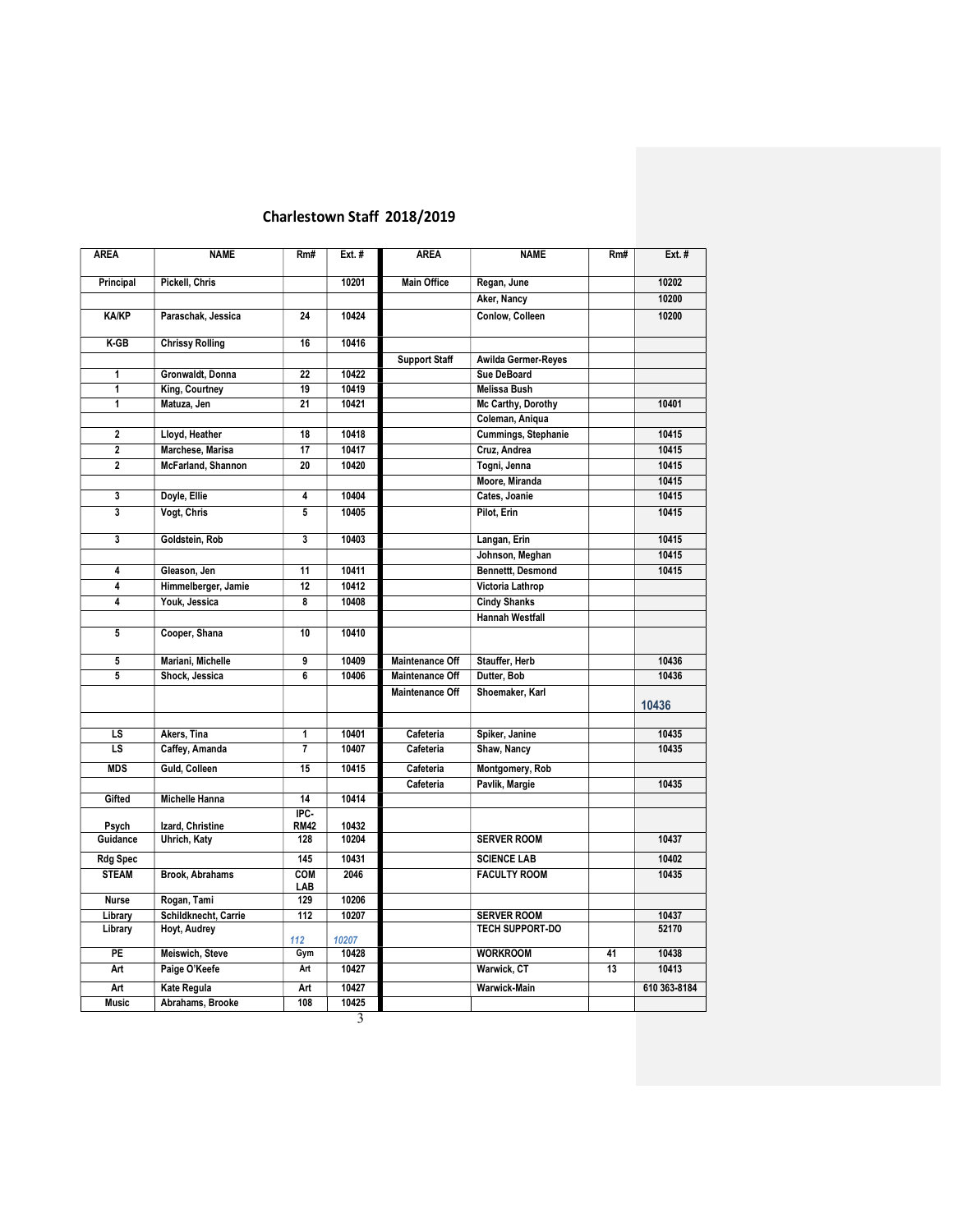# Charlestown Staff 2018/2019

| AREA | NAME | Rm# | Ext. # | AREA | NAME | Rm# | Ext. # |
|---|---|---|---|---|---|---|---|
| Principal | Pickell, Chris | | 10201 | Main Office | Regan, June | | 10202 |
| | | | | | Aker, Nancy | | 10200 |
| KA/KP | Paraschak, Jessica | 24 | 10424 | | Conlow, Colleen | | 10200 |
| K-GB | Chrissy Rolling | 16 | 10416 | | | | |
| | | | | Support Staff | Awilda Germer-Reyes | | |
| 1 | Gronwaldt, Donna | 22 | 10422 | | Sue DeBoard | | |
| 1 | King, Courtney | 19 | 10419 | | Melissa Bush | | |
| 1 | Matuza, Jen | 21 | 10421 | | Mc Carthy, Dorothy | | 10401 |
| | | | | | Coleman, Aniqua | | |
| 2 | Lloyd, Heather | 18 | 10418 | | Cummings, Stephanie | | 10415 |
| 2 | Marchese, Marisa | 17 | 10417 | | Cruz, Andrea | | 10415 |
| 2 | McFarland, Shannon | 20 | 10420 | | Togni, Jenna | | 10415 |
| | | | | | Moore, Miranda | | 10415 |
| 3 | Doyle, Ellie | 4 | 10404 | | Cates, Joanie | | 10415 |
| 3 | Vogt, Chris | 5 | 10405 | | Pilot, Erin | | 10415 |
| 3 | Goldstein, Rob | 3 | 10403 | | Langan, Erin | | 10415 |
| | | | | | Johnson, Meghan | | 10415 |
| 4 | Gleason, Jen | 11 | 10411 | | Bennettt, Desmond | | 10415 |
| 4 | Himmelberger, Jamie | 12 | 10412 | | Victoria Lathrop | | |
| 4 | Youk, Jessica | 8 | 10408 | | Cindy Shanks | | |
| | | | | | Hannah Westfall | | |
| 5 | Cooper, Shana | 10 | 10410 | | | | |
| 5 | Mariani, Michelle | 9 | 10409 | Maintenance Off | Stauffer, Herb | | 10436 |
| 5 | Shock, Jessica | 6 | 10406 | Maintenance Off | Dutter, Bob | | 10436 |
| | | | | Maintenance Off | Shoemaker, Karl | | 10436 |
| | | | | | | | |
| LS | Akers, Tina | 1 | 10401 | Cafeteria | Spiker, Janine | | 10435 |
| LS | Caffey, Amanda | 7 | 10407 | Cafeteria | Shaw, Nancy | | 10435 |
| MDS | Guld, Colleen | 15 | 10415 | Cafeteria | Montgomery, Rob | | |
| | | | | Cafeteria | Pavlik, Margie | | 10435 |
| Gifted | Michelle Hanna | 14 | 10414 | | | | |
| Psych | Izard, Christine | IPC-RM42 | 10432 | | | | |
| Guidance | Uhrich, Katy | 128 | 10204 | | SERVER ROOM | | 10437 |
| Rdg Spec | | 145 | 10431 | | SCIENCE LAB | | 10402 |
| STEAM | Brook, Abrahams | COM LAB | 2046 | | FACULTY ROOM | | 10435 |
| Nurse | Rogan, Tami | 129 | 10206 | | | | |
| Library | Schildknecht, Carrie | 112 | 10207 | | SERVER ROOM | | 10437 |
| Library | Hoyt, Audrey | *112* | *10207* | | TECH SUPPORT-DO | | 52170 |
| PE | Meiswich, Steve | Gym | 10428 | | WORKROOM | 41 | 10438 |
| Art | Paige O'Keefe | Art | 10427 | | Warwick, CT | 13 | 10413 |
| Art | Kate Regula | Art | 10427 | | Warwick-Main | | 610 363-8184 |
| Music | Abrahams, Brooke | 108 | 10425 | | | | |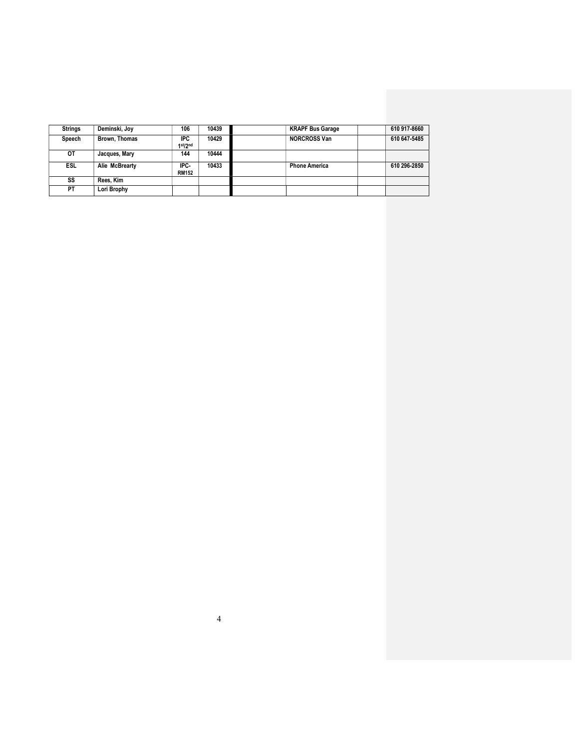| Strings | Deminski, Joy | 106 | 10439 | | | KRAPF Bus Garage | | 610 917-8660 |
|---|---|---|---|---|---|---|---|---|
| Speech | Brown, Thomas | IPC 1st/2nd | 10429 | | | NORCROSS Van | | 610 647-5485 |
| OT | Jacques, Mary | 144 | 10444 | | | | | |
| ESL | Alie McBrearty | IPC-RM152 | 10433 | | | Phone America | | 610 296-2850 |
| SS | Rees, Kim | | | | | | | |
| PT | Lori Brophy | | | | | | | |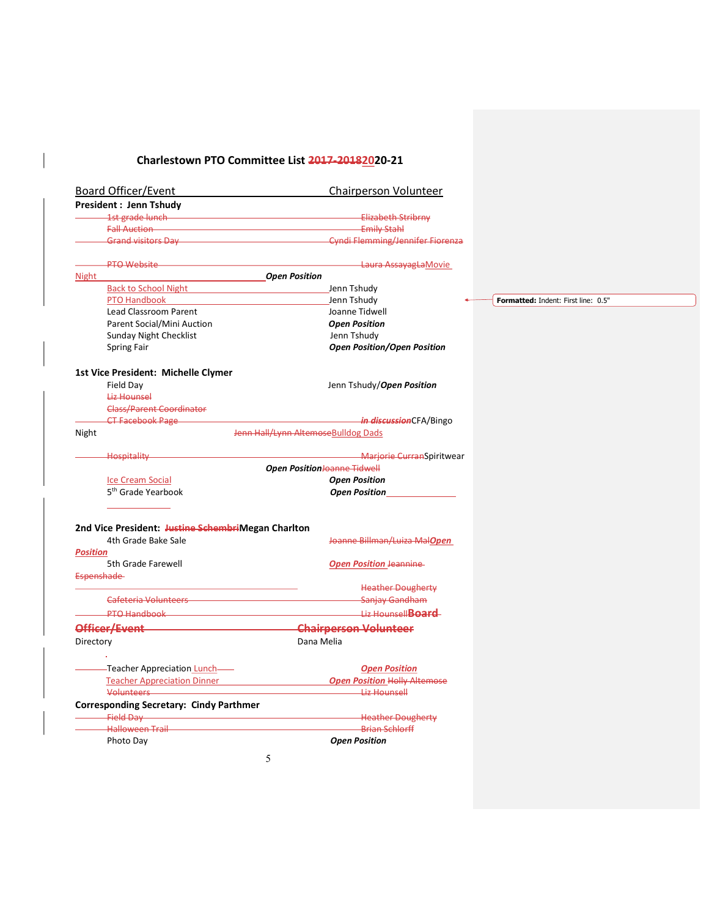## Charlestown PTO Committee List ~~2017-2018~~2020-21

| Board Officer/Event | Chairperson Volunteer |
|---|---|
| **President : Jenn Tshudy** | |
| ~~1st grade lunch~~ | ~~Elizabeth Stribrny~~ |
| ~~Fall Auction~~ | ~~Emily Stahl~~ |
| ~~Grand visitors Day~~ | ~~Cyndi Flemming/Jennifer Fiorenza~~ |
| ~~PTO Website~~ Movie Night | ~~Laura AssayagLa~~ ***Open Position*** |
| Back to School Night | Jenn Tshudy |
| PTO Handbook | Jenn Tshudy |
| Lead Classroom Parent | Joanne Tidwell |
| Parent Social/Mini Auction | ***Open Position*** |
| Sunday Night Checklist | Jenn Tshudy |
| Spring Fair | ***Open Position/Open Position*** |
| **1st Vice President: Michelle Clymer** | |
| Field Day | Jenn Tshudy/***Open Position*** |
| ~~Liz Hounsel~~ | |
| ~~Class/Parent Coordinator~~ | |
| ~~CT Facebook Page~~ CFA/Bingo Night | ~~*in discussion*~~ ~~Jenn Hall/Lynn Altemose~~ Bulldog Dads |
| ~~Hospitality~~ Spiritwear | ~~Marjorie Curran~~ ***Open Position*** ~~Joanne Tidwell~~ |
| Ice Cream Social | ***Open Position*** |
| 5th Grade Yearbook | ***Open Position*** |
| **2nd Vice President: ~~Justine Schembri~~ Megan Charlton** | |
| 4th Grade Bake Sale | ~~Joanne Billman/Luiza Mal~~ ***Open Position*** |
| 5th Grade Farewell | ***Open Position*** ~~Jeannine Espenshade~~ |
| | ~~Heather Dougherty~~ |
| ~~Cafeteria Volunteers~~ | ~~Sanjay Gandham~~ |
| ~~PTO Handbook~~ | ~~Liz Hounsell~~ |
| ~~**Board Officer/Event**~~ | ~~**Chairperson Volunteer**~~ |
| Directory | Dana Melia |
| Teacher Appreciation Lunch | ***Open Position*** |
| Teacher Appreciation Dinner | ***Open Position*** ~~Holly Altemose~~ |
| ~~Volunteers~~ | ~~Liz Hounsell~~ |
| **Corresponding Secretary: Cindy Parthmer** | |
| ~~Field Day~~ | ~~Heather Dougherty~~ |
| ~~Halloween Trail~~ | ~~Brian Schlorff~~ |
| Photo Day | ***Open Position*** |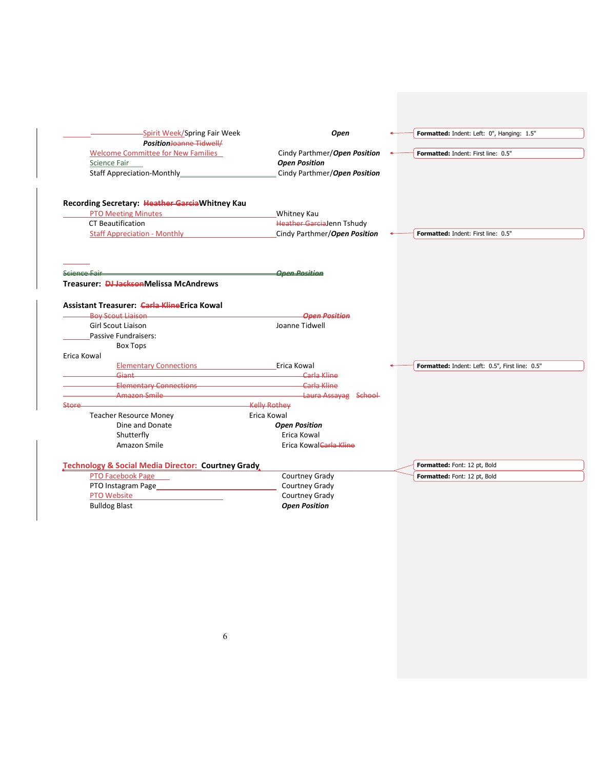Spirit Week/Spring Fair Week — ***Open Position*** ~~Joanne Tidwell/~~

Welcome Committee for New Families — Cindy Parthmer/***Open Position***

Science Fair — ***Open Position***

Staff Appreciation-Monthly — Cindy Parthmer/***Open Position***

**Recording Secretary: ~~Heather Garcia~~Whitney Kau**

PTO Meeting Minutes — Whitney Kau

CT Beautification — ~~Heather Garcia~~Jenn Tshudy

Staff Appreciation - Monthly — Cindy Parthmer/***Open Position***

~~Science Fair — *Open Position*~~

**Treasurer: ~~DJ Jackson~~Melissa McAndrews**

**Assistant Treasurer: ~~Carla Kline~~Erica Kowal**

~~Boy Scout Liaison — *Open Position*~~

Girl Scout Liaison — Joanne Tidwell

Passive Fundraisers:

Box Tops — Erica Kowal

Elementary Connections — Erica Kowal

~~Giant — Carla Kline~~

~~Elementary Connections — Carla Kline~~

~~Amazon Smile — Laura Assayag~~

~~School Store — Kelly Rothey~~

Teacher Resource Money — Erica Kowal

Dine and Donate — ***Open Position***

Shutterfly — Erica Kowal

Amazon Smile — Erica Kowal~~Carla Kline~~

**Technology & Social Media Director: Courtney Grady**

PTO Facebook Page — Courtney Grady

PTO Instagram Page — Courtney Grady

PTO Website — Courtney Grady

Bulldog Blast — ***Open Position***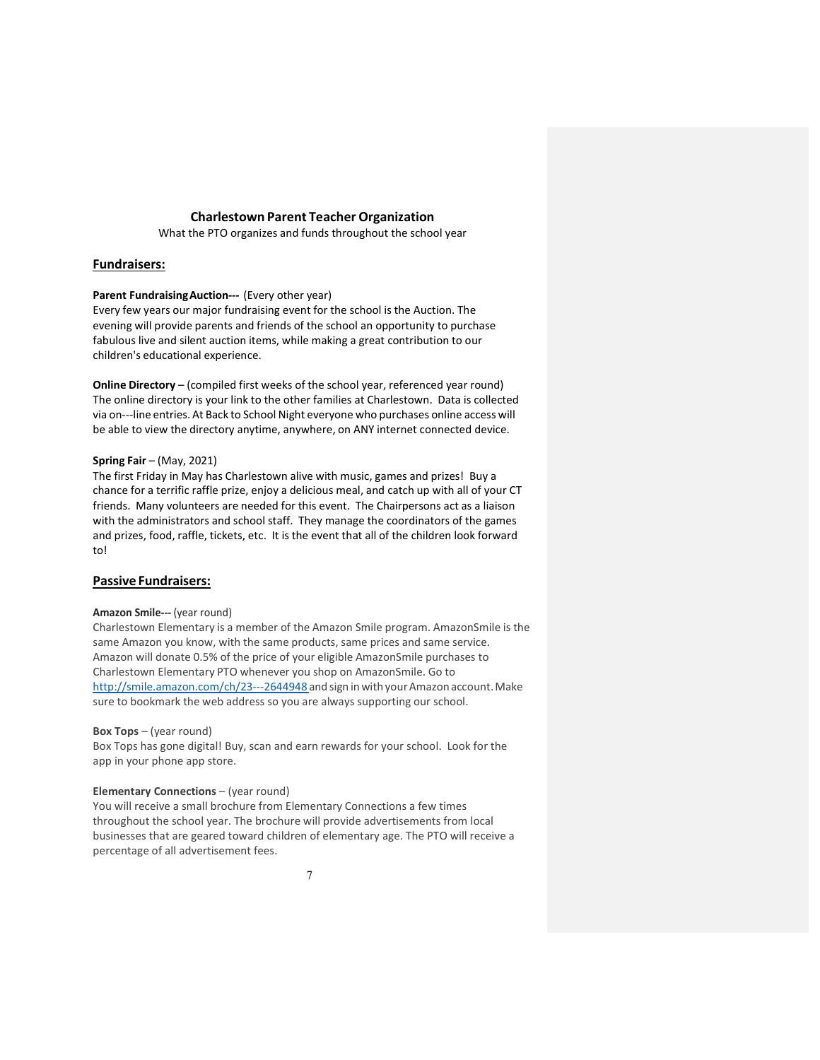**Charlestown Parent Teacher Organization**

What the PTO organizes and funds throughout the school year

## Fundraisers:

**Parent Fundraising Auction---** (Every other year)
Every few years our major fundraising event for the school is the Auction. The evening will provide parents and friends of the school an opportunity to purchase fabulous live and silent auction items, while making a great contribution to our children's educational experience.

**Online Directory** – (compiled first weeks of the school year, referenced year round)
The online directory is your link to the other families at Charlestown. Data is collected via on---line entries. At Back to School Night everyone who purchases online access will be able to view the directory anytime, anywhere, on ANY internet connected device.

**Spring Fair** – (May, 2021)
The first Friday in May has Charlestown alive with music, games and prizes! Buy a chance for a terrific raffle prize, enjoy a delicious meal, and catch up with all of your CT friends. Many volunteers are needed for this event. The Chairpersons act as a liaison with the administrators and school staff. They manage the coordinators of the games and prizes, food, raffle, tickets, etc. It is the event that all of the children look forward to!

## Passive Fundraisers:

**Amazon Smile---** (year round)
Charlestown Elementary is a member of the Amazon Smile program. AmazonSmile is the same Amazon you know, with the same products, same prices and same service. Amazon will donate 0.5% of the price of your eligible AmazonSmile purchases to Charlestown Elementary PTO whenever you shop on AmazonSmile. Go to http://smile.amazon.com/ch/23---2644948 and sign in with your Amazon account. Make sure to bookmark the web address so you are always supporting our school.

**Box Tops** – (year round)
Box Tops has gone digital! Buy, scan and earn rewards for your school. Look for the app in your phone app store.

**Elementary Connections** – (year round)
You will receive a small brochure from Elementary Connections a few times throughout the school year. The brochure will provide advertisements from local businesses that are geared toward children of elementary age. The PTO will receive a percentage of all advertisement fees.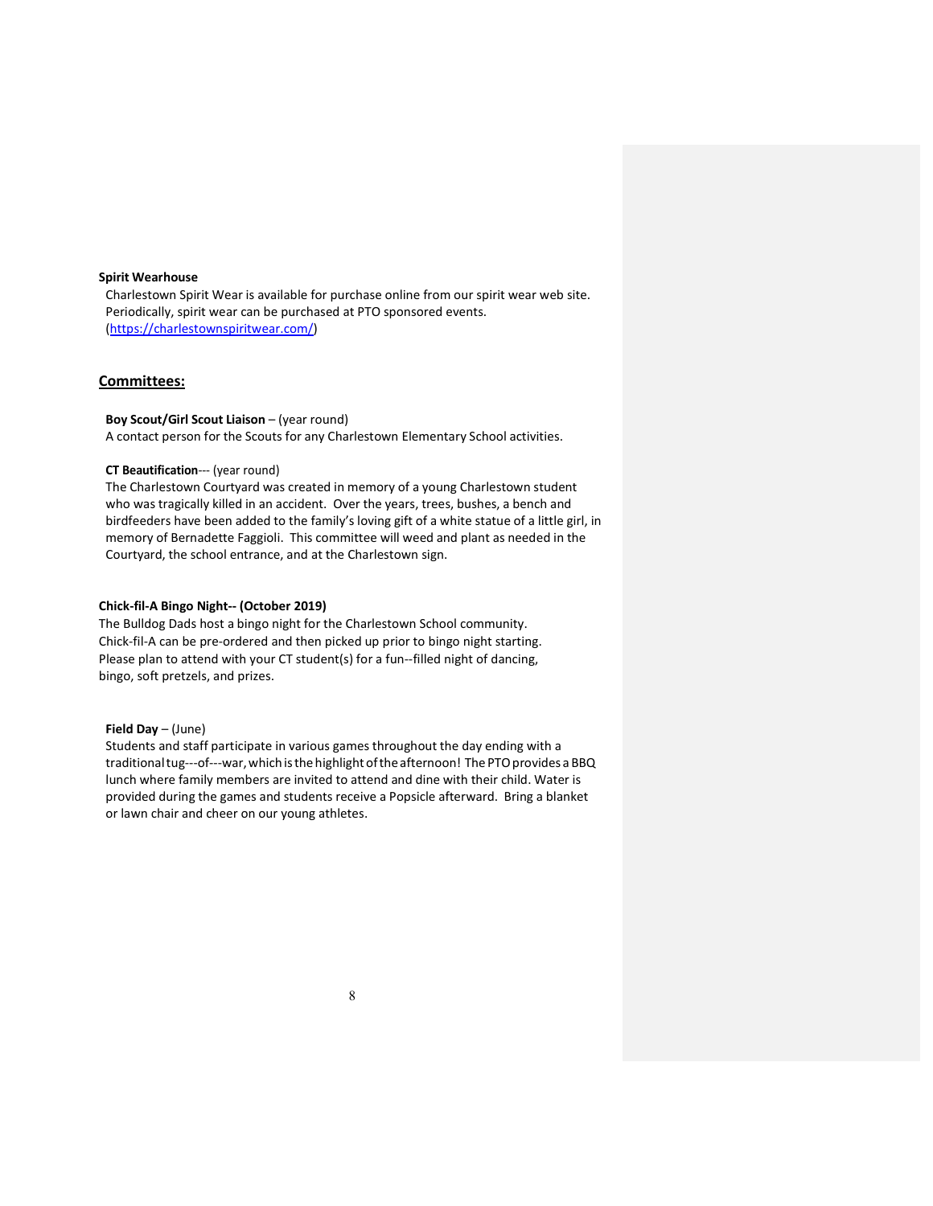**Spirit Wearhouse**

Charlestown Spirit Wear is available for purchase online from our spirit wear web site. Periodically, spirit wear can be purchased at PTO sponsored events. (https://charlestownspiritwear.com/)

## Committees:

**Boy Scout/Girl Scout Liaison** – (year round)
A contact person for the Scouts for any Charlestown Elementary School activities.

**CT Beautification**--- (year round)
The Charlestown Courtyard was created in memory of a young Charlestown student who was tragically killed in an accident. Over the years, trees, bushes, a bench and birdfeeders have been added to the family's loving gift of a white statue of a little girl, in memory of Bernadette Faggioli. This committee will weed and plant as needed in the Courtyard, the school entrance, and at the Charlestown sign.

**Chick-fil-A Bingo Night-- (October 2019)**
The Bulldog Dads host a bingo night for the Charlestown School community. Chick-fil-A can be pre-ordered and then picked up prior to bingo night starting. Please plan to attend with your CT student(s) for a fun--filled night of dancing, bingo, soft pretzels, and prizes.

**Field Day** – (June)
Students and staff participate in various games throughout the day ending with a traditional tug---of---war, which is the highlight of the afternoon! The PTO provides a BBQ lunch where family members are invited to attend and dine with their child. Water is provided during the games and students receive a Popsicle afterward. Bring a blanket or lawn chair and cheer on our young athletes.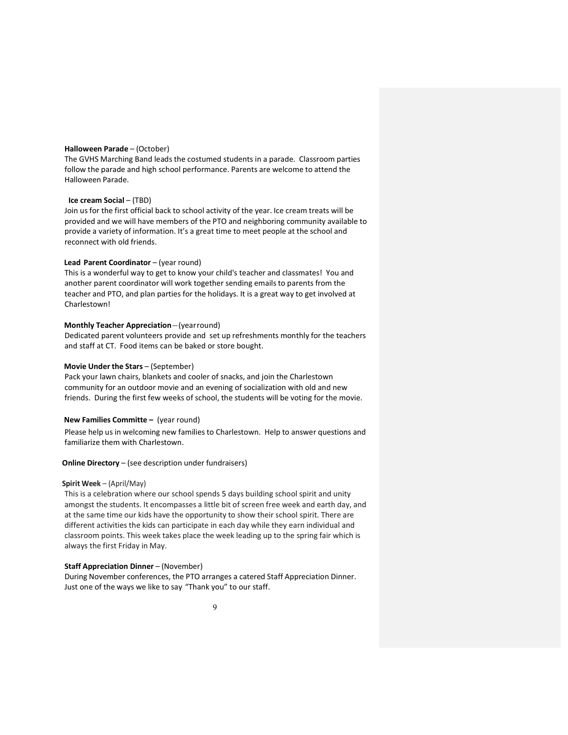**Halloween Parade** – (October)
The GVHS Marching Band leads the costumed students in a parade. Classroom parties follow the parade and high school performance. Parents are welcome to attend the Halloween Parade.

**Ice cream Social** – (TBD)
Join us for the first official back to school activity of the year. Ice cream treats will be provided and we will have members of the PTO and neighboring community available to provide a variety of information. It's a great time to meet people at the school and reconnect with old friends.

**Lead Parent Coordinator** – (year round)
This is a wonderful way to get to know your child's teacher and classmates! You and another parent coordinator will work together sending emails to parents from the teacher and PTO, and plan parties for the holidays. It is a great way to get involved at Charlestown!

**Monthly Teacher Appreciation** – (year round)
Dedicated parent volunteers provide and set up refreshments monthly for the teachers and staff at CT. Food items can be baked or store bought.

**Movie Under the Stars** – (September)
Pack your lawn chairs, blankets and cooler of snacks, and join the Charlestown community for an outdoor movie and an evening of socialization with old and new friends. During the first few weeks of school, the students will be voting for the movie.

**New Families Committe –** (year round)
Please help us in welcoming new families to Charlestown. Help to answer questions and familiarize them with Charlestown.

**Online Directory** – (see description under fundraisers)

**Spirit Week** – (April/May)
This is a celebration where our school spends 5 days building school spirit and unity amongst the students. It encompasses a little bit of screen free week and earth day, and at the same time our kids have the opportunity to show their school spirit. There are different activities the kids can participate in each day while they earn individual and classroom points. This week takes place the week leading up to the spring fair which is always the first Friday in May.

**Staff Appreciation Dinner** – (November)
During November conferences, the PTO arranges a catered Staff Appreciation Dinner. Just one of the ways we like to say "Thank you" to our staff.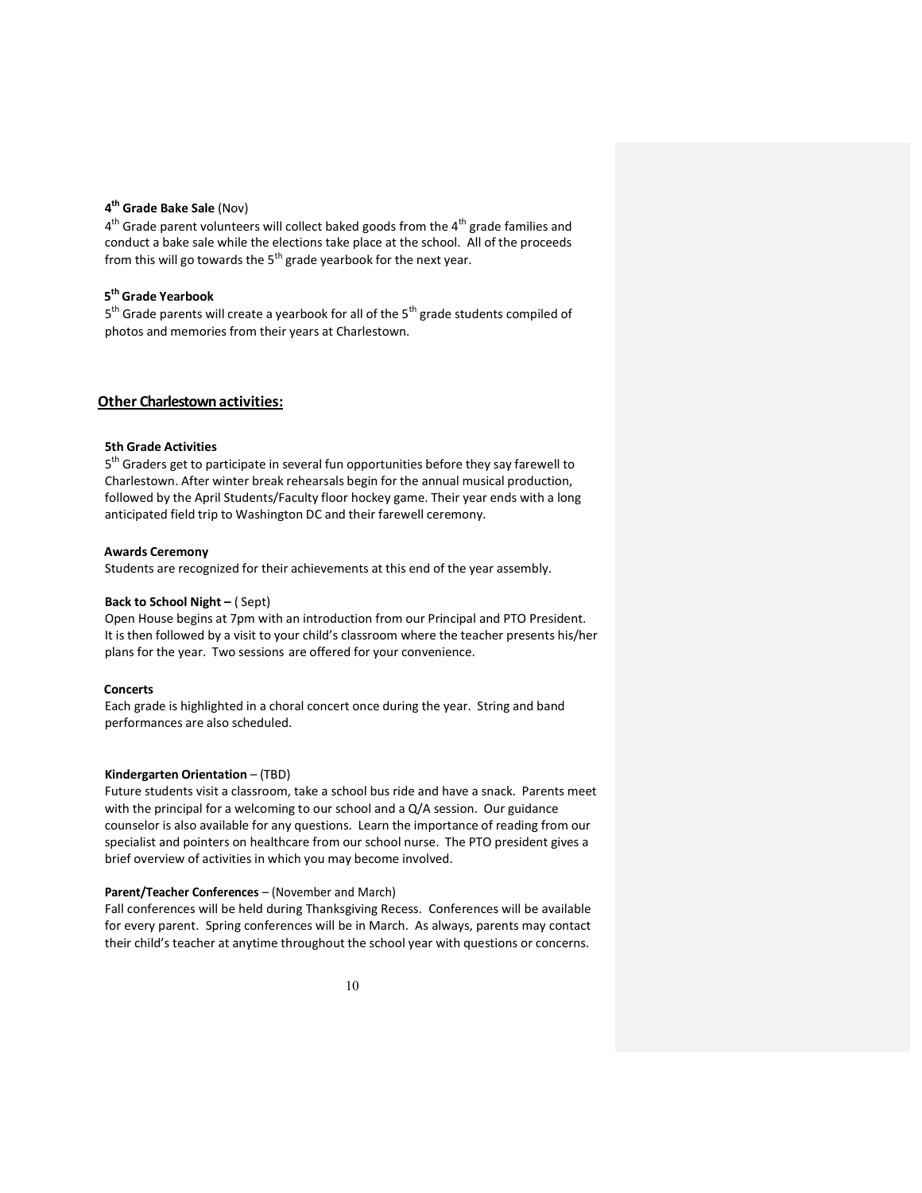**4th Grade Bake Sale** (Nov)

4th Grade parent volunteers will collect baked goods from the 4th grade families and conduct a bake sale while the elections take place at the school. All of the proceeds from this will go towards the 5th grade yearbook for the next year.

**5th Grade Yearbook**

5th Grade parents will create a yearbook for all of the 5th grade students compiled of photos and memories from their years at Charlestown.

## Other Charlestown activities:

**5th Grade Activities**

5th Graders get to participate in several fun opportunities before they say farewell to Charlestown. After winter break rehearsals begin for the annual musical production, followed by the April Students/Faculty floor hockey game. Their year ends with a long anticipated field trip to Washington DC and their farewell ceremony.

**Awards Ceremony**

Students are recognized for their achievements at this end of the year assembly.

**Back to School Night –** ( Sept)

Open House begins at 7pm with an introduction from our Principal and PTO President. It is then followed by a visit to your child's classroom where the teacher presents his/her plans for the year. Two sessions are offered for your convenience.

**Concerts**

Each grade is highlighted in a choral concert once during the year. String and band performances are also scheduled.

**Kindergarten Orientation** – (TBD)

Future students visit a classroom, take a school bus ride and have a snack. Parents meet with the principal for a welcoming to our school and a Q/A session. Our guidance counselor is also available for any questions. Learn the importance of reading from our specialist and pointers on healthcare from our school nurse. The PTO president gives a brief overview of activities in which you may become involved.

**Parent/Teacher Conferences** – (November and March)

Fall conferences will be held during Thanksgiving Recess. Conferences will be available for every parent. Spring conferences will be in March. As always, parents may contact their child's teacher at anytime throughout the school year with questions or concerns.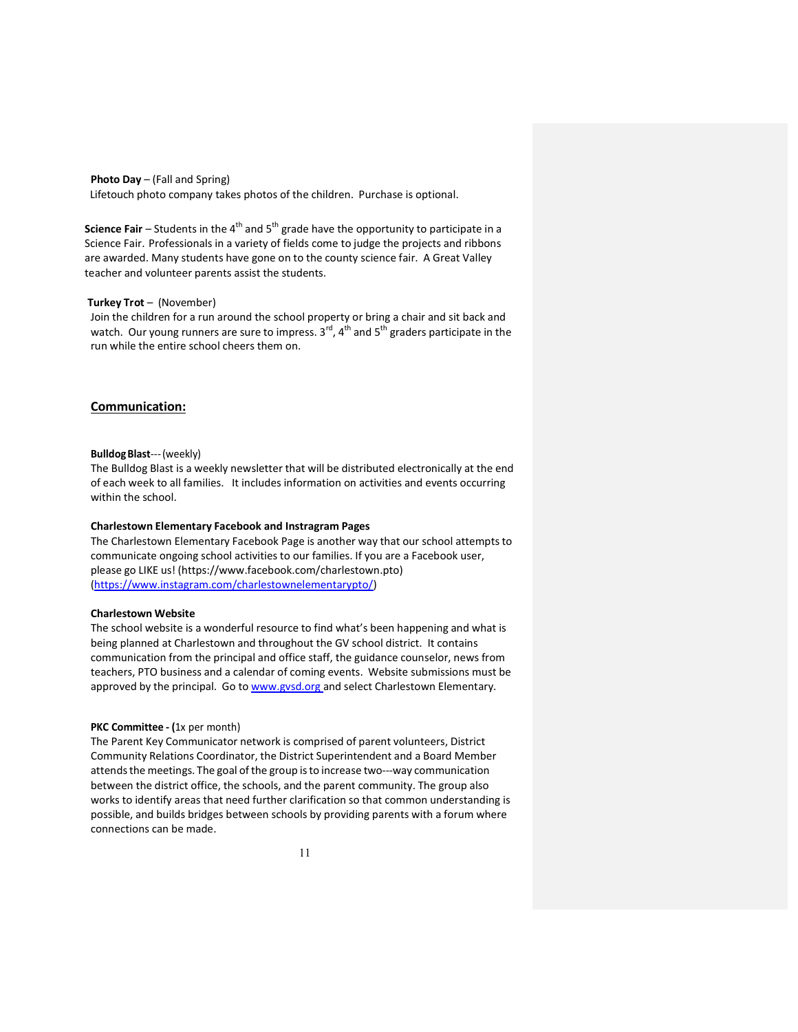**Photo Day** – (Fall and Spring)
Lifetouch photo company takes photos of the children. Purchase is optional.

**Science Fair** – Students in the 4th and 5th grade have the opportunity to participate in a Science Fair. Professionals in a variety of fields come to judge the projects and ribbons are awarded. Many students have gone on to the county science fair. A Great Valley teacher and volunteer parents assist the students.

**Turkey Trot** – (November)
Join the children for a run around the school property or bring a chair and sit back and watch. Our young runners are sure to impress. 3rd, 4th and 5th graders participate in the run while the entire school cheers them on.

## Communication:

**Bulldog Blast**--- (weekly)
The Bulldog Blast is a weekly newsletter that will be distributed electronically at the end of each week to all families. It includes information on activities and events occurring within the school.

**Charlestown Elementary Facebook and Instragram Pages**
The Charlestown Elementary Facebook Page is another way that our school attempts to communicate ongoing school activities to our families. If you are a Facebook user, please go LIKE us! (https://www.facebook.com/charlestown.pto)
(https://www.instagram.com/charlestownelementarypto/)

**Charlestown Website**
The school website is a wonderful resource to find what's been happening and what is being planned at Charlestown and throughout the GV school district. It contains communication from the principal and office staff, the guidance counselor, news from teachers, PTO business and a calendar of coming events. Website submissions must be approved by the principal. Go to www.gvsd.org and select Charlestown Elementary.

**PKC Committee - (**1x per month)
The Parent Key Communicator network is comprised of parent volunteers, District Community Relations Coordinator, the District Superintendent and a Board Member attends the meetings. The goal of the group is to increase two---way communication between the district office, the schools, and the parent community. The group also works to identify areas that need further clarification so that common understanding is possible, and builds bridges between schools by providing parents with a forum where connections can be made.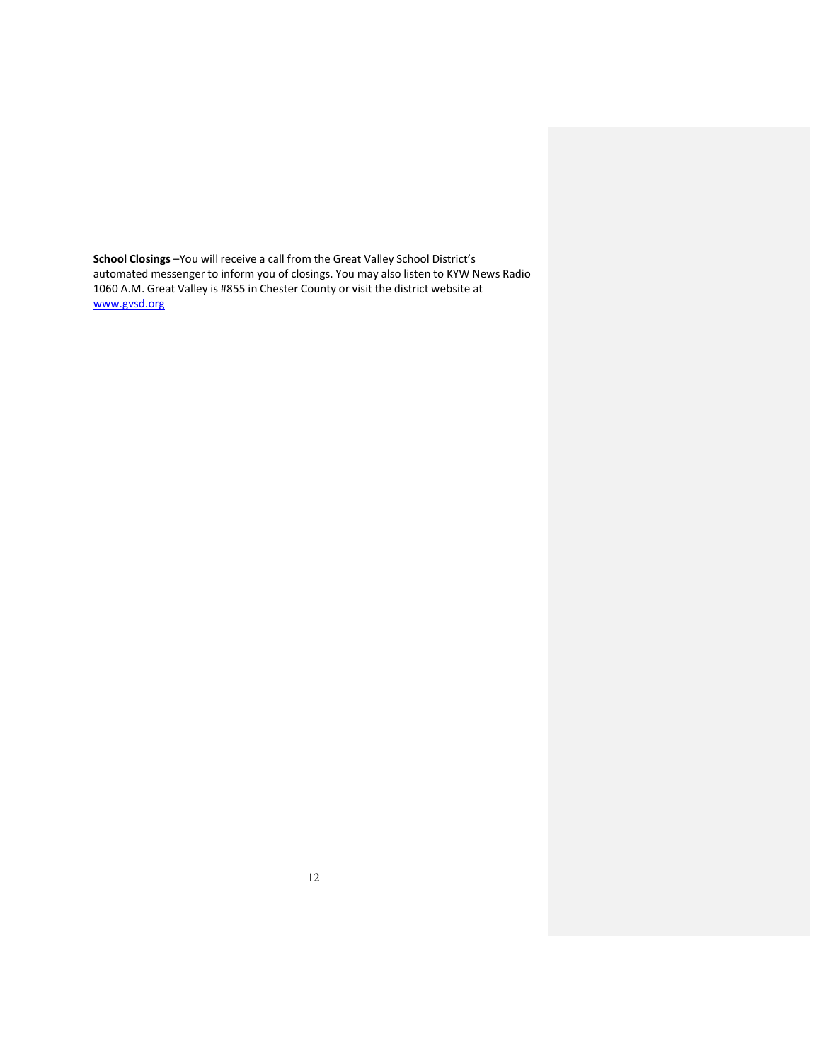**School Closings** –You will receive a call from the Great Valley School District's automated messenger to inform you of closings. You may also listen to KYW News Radio 1060 A.M. Great Valley is #855 in Chester County or visit the district website at [www.gvsd.org](http://www.gvsd.org)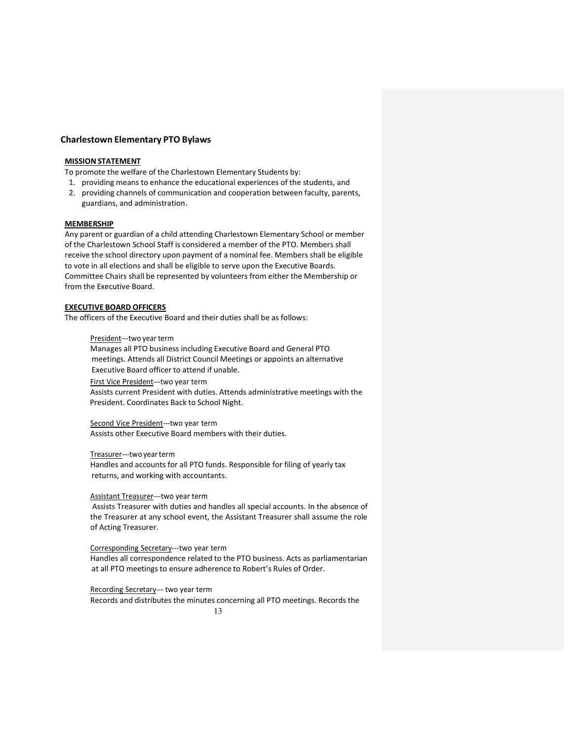## Charlestown Elementary PTO Bylaws

**MISSION STATEMENT**

To promote the welfare of the Charlestown Elementary Students by:

1. providing means to enhance the educational experiences of the students, and
2. providing channels of communication and cooperation between faculty, parents, guardians, and administration.

**MEMBERSHIP**

Any parent or guardian of a child attending Charlestown Elementary School or member of the Charlestown School Staff is considered a member of the PTO. Members shall receive the school directory upon payment of a nominal fee. Members shall be eligible to vote in all elections and shall be eligible to serve upon the Executive Boards. Committee Chairs shall be represented by volunteers from either the Membership or from the Executive Board.

**EXECUTIVE BOARD OFFICERS**

The officers of the Executive Board and their duties shall be as follows:

President---two year term
Manages all PTO business including Executive Board and General PTO meetings. Attends all District Council Meetings or appoints an alternative Executive Board officer to attend if unable.

First Vice President---two year term
Assists current President with duties. Attends administrative meetings with the President. Coordinates Back to School Night.

Second Vice President---two year term
Assists other Executive Board members with their duties.

Treasurer---two year term
Handles and accounts for all PTO funds. Responsible for filing of yearly tax returns, and working with accountants.

Assistant Treasurer---two year term
Assists Treasurer with duties and handles all special accounts. In the absence of the Treasurer at any school event, the Assistant Treasurer shall assume the role of Acting Treasurer.

Corresponding Secretary---two year term
Handles all correspondence related to the PTO business. Acts as parliamentarian at all PTO meetings to ensure adherence to Robert's Rules of Order.

Recording Secretary--- two year term
Records and distributes the minutes concerning all PTO meetings. Records the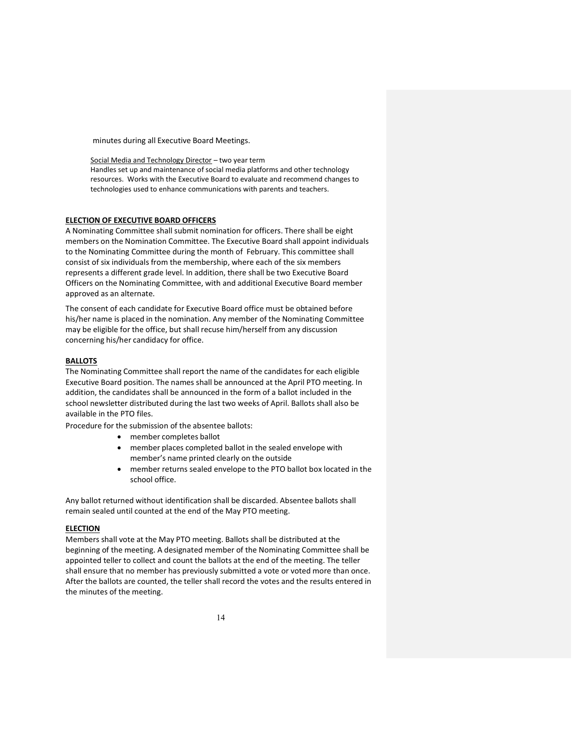minutes during all Executive Board Meetings.

Social Media and Technology Director – two year term
Handles set up and maintenance of social media platforms and other technology resources. Works with the Executive Board to evaluate and recommend changes to technologies used to enhance communications with parents and teachers.

**ELECTION OF EXECUTIVE BOARD OFFICERS**

A Nominating Committee shall submit nomination for officers. There shall be eight members on the Nomination Committee. The Executive Board shall appoint individuals to the Nominating Committee during the month of February. This committee shall consist of six individuals from the membership, where each of the six members represents a different grade level. In addition, there shall be two Executive Board Officers on the Nominating Committee, with and additional Executive Board member approved as an alternate.

The consent of each candidate for Executive Board office must be obtained before his/her name is placed in the nomination. Any member of the Nominating Committee may be eligible for the office, but shall recuse him/herself from any discussion concerning his/her candidacy for office.

**BALLOTS**

The Nominating Committee shall report the name of the candidates for each eligible Executive Board position. The names shall be announced at the April PTO meeting. In addition, the candidates shall be announced in the form of a ballot included in the school newsletter distributed during the last two weeks of April. Ballots shall also be available in the PTO files.

Procedure for the submission of the absentee ballots:

- member completes ballot
- member places completed ballot in the sealed envelope with member's name printed clearly on the outside
- member returns sealed envelope to the PTO ballot box located in the school office.

Any ballot returned without identification shall be discarded. Absentee ballots shall remain sealed until counted at the end of the May PTO meeting.

**ELECTION**

Members shall vote at the May PTO meeting. Ballots shall be distributed at the beginning of the meeting. A designated member of the Nominating Committee shall be appointed teller to collect and count the ballots at the end of the meeting. The teller shall ensure that no member has previously submitted a vote or voted more than once. After the ballots are counted, the teller shall record the votes and the results entered in the minutes of the meeting.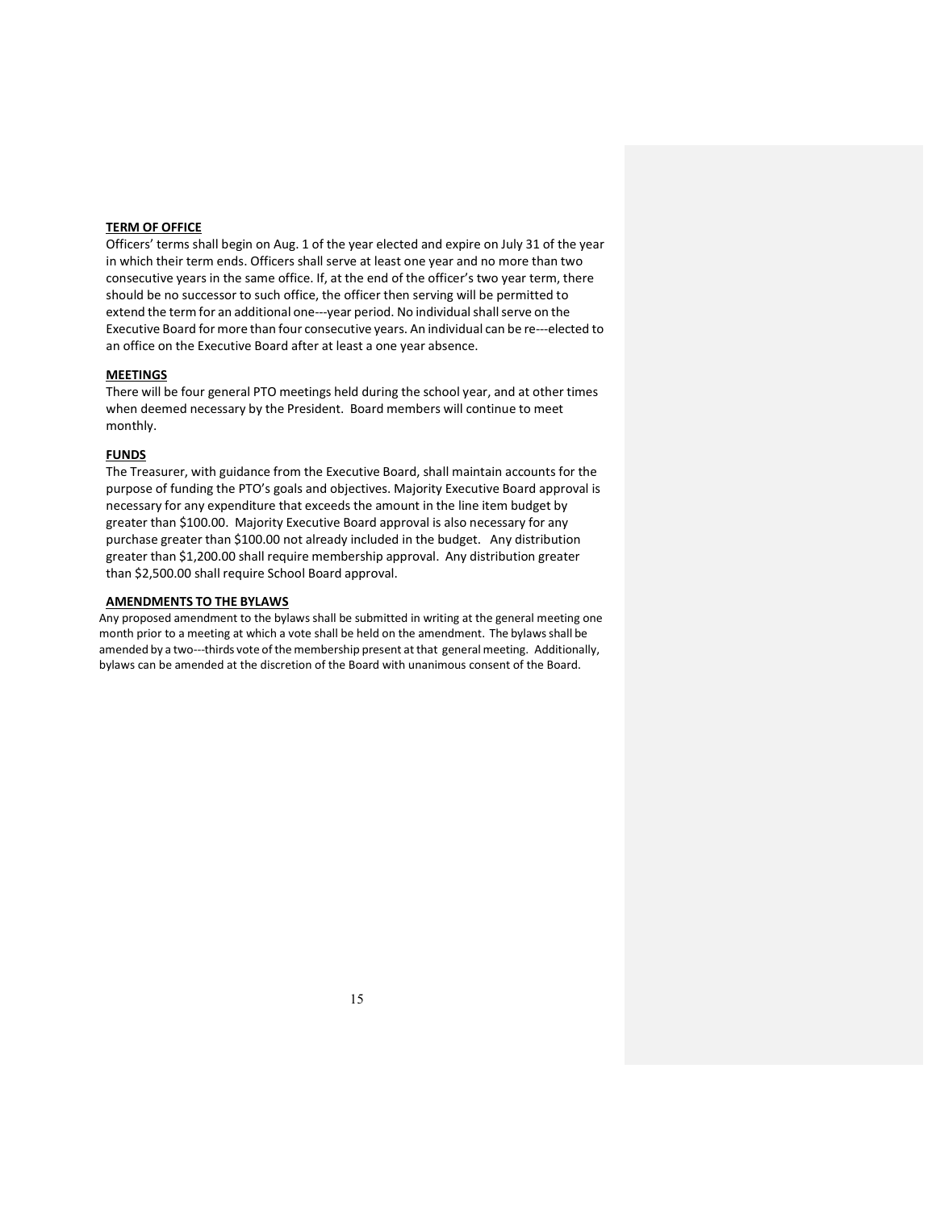**TERM OF OFFICE**

Officers' terms shall begin on Aug. 1 of the year elected and expire on July 31 of the year in which their term ends. Officers shall serve at least one year and no more than two consecutive years in the same office. If, at the end of the officer's two year term, there should be no successor to such office, the officer then serving will be permitted to extend the term for an additional one---year period. No individual shall serve on the Executive Board for more than four consecutive years. An individual can be re---elected to an office on the Executive Board after at least a one year absence.

**MEETINGS**

There will be four general PTO meetings held during the school year, and at other times when deemed necessary by the President. Board members will continue to meet monthly.

**FUNDS**

The Treasurer, with guidance from the Executive Board, shall maintain accounts for the purpose of funding the PTO's goals and objectives. Majority Executive Board approval is necessary for any expenditure that exceeds the amount in the line item budget by greater than $100.00. Majority Executive Board approval is also necessary for any purchase greater than $100.00 not already included in the budget. Any distribution greater than $1,200.00 shall require membership approval. Any distribution greater than $2,500.00 shall require School Board approval.

**AMENDMENTS TO THE BYLAWS**

Any proposed amendment to the bylaws shall be submitted in writing at the general meeting one month prior to a meeting at which a vote shall be held on the amendment. The bylaws shall be amended by a two---thirds vote of the membership present at that general meeting. Additionally, bylaws can be amended at the discretion of the Board with unanimous consent of the Board.